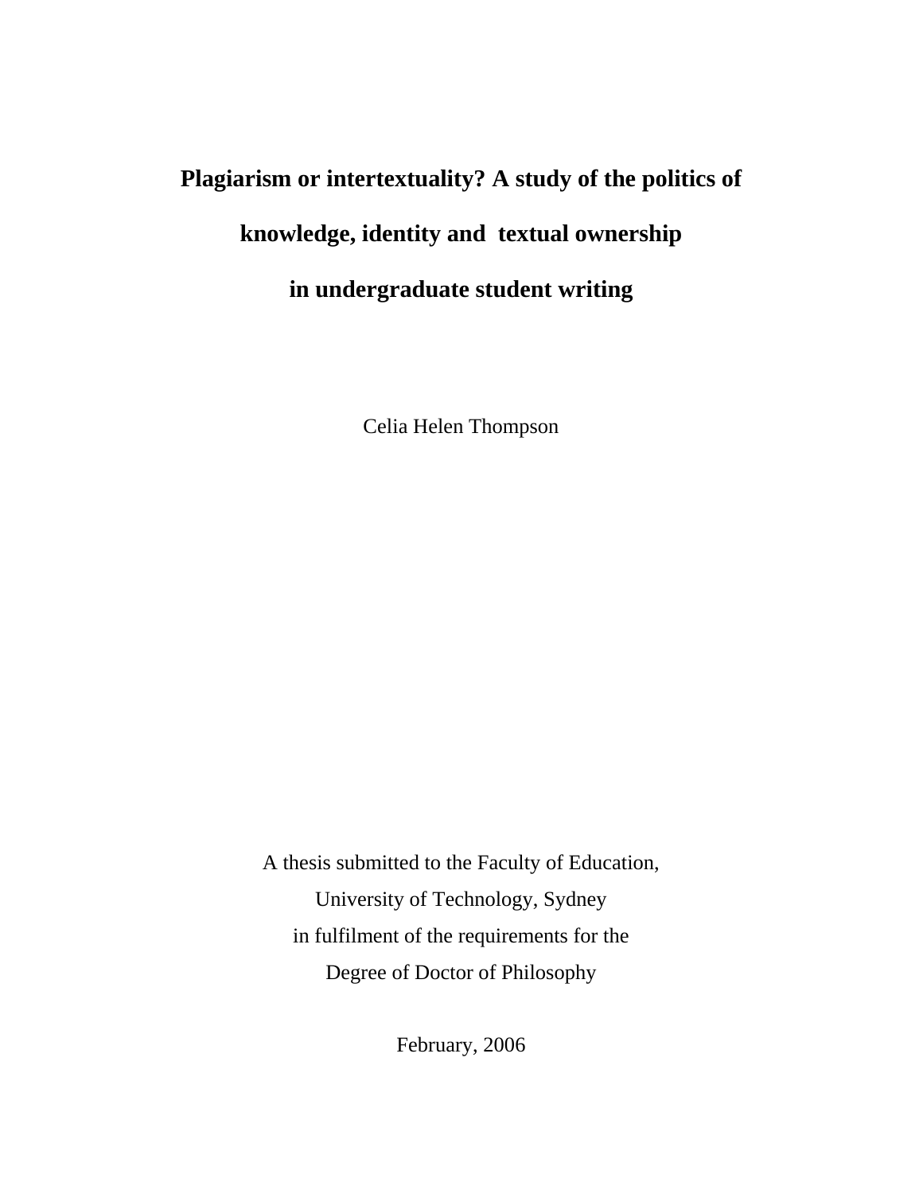# Plagiarism or intertextuality? A study of the politics of knowledge, identity and textual ownership in undergraduate student writing

Celia Helen Thompson

A thesis submitted to the Faculty of Education,
University of Technology, Sydney
in fulfilment of the requirements for the
Degree of Doctor of Philosophy

February, 2006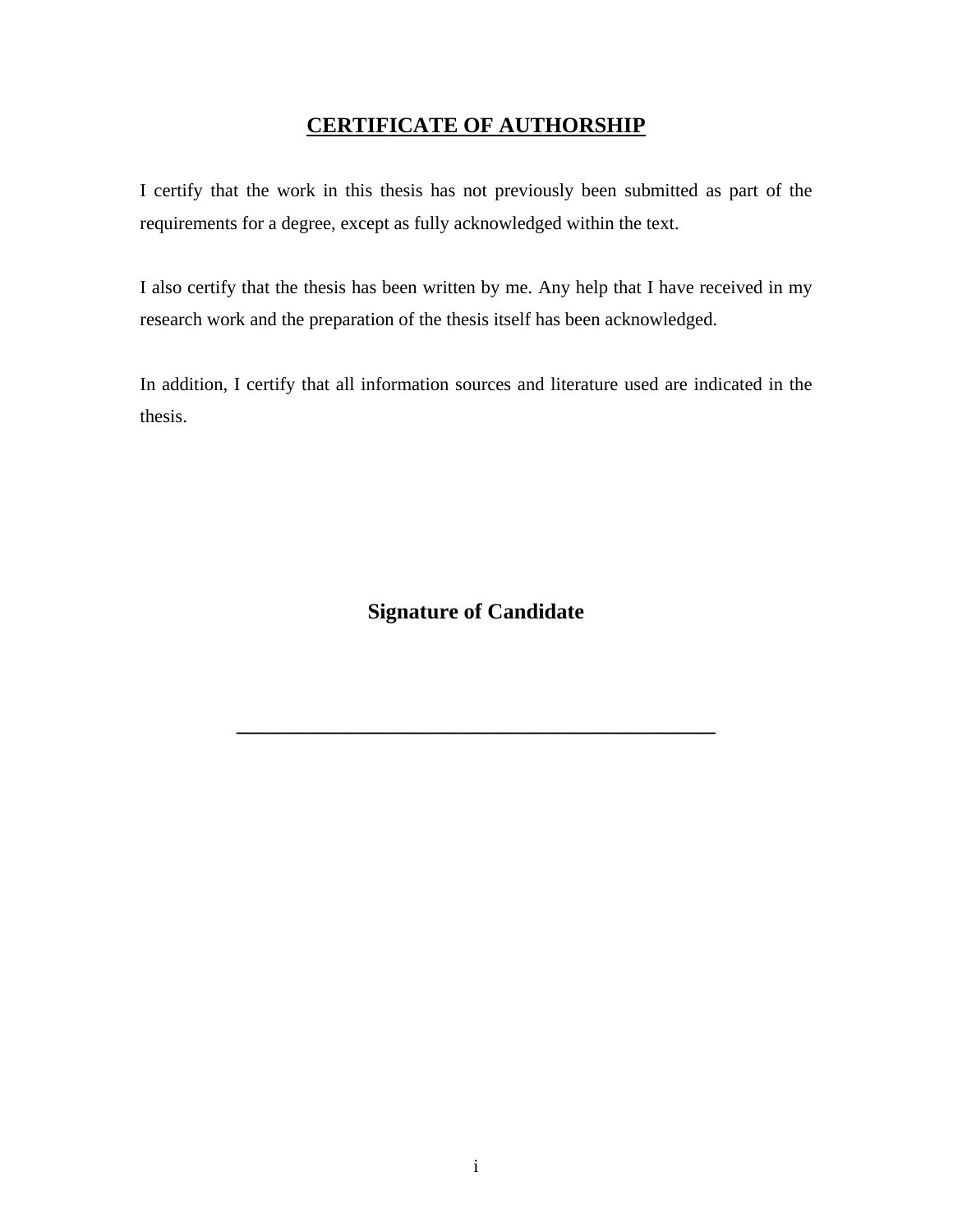# CERTIFICATE OF AUTHORSHIP

I certify that the work in this thesis has not previously been submitted as part of the requirements for a degree, except as fully acknowledged within the text.

I also certify that the thesis has been written by me. Any help that I have received in my research work and the preparation of the thesis itself has been acknowledged.

In addition, I certify that all information sources and literature used are indicated in the thesis.

**Signature of Candidate**

\_\_\_\_\_\_\_\_\_\_\_\_\_\_\_\_\_\_\_\_\_\_\_\_\_\_\_\_\_\_\_\_\_\_\_\_\_\_\_\_\_\_\_\_\_\_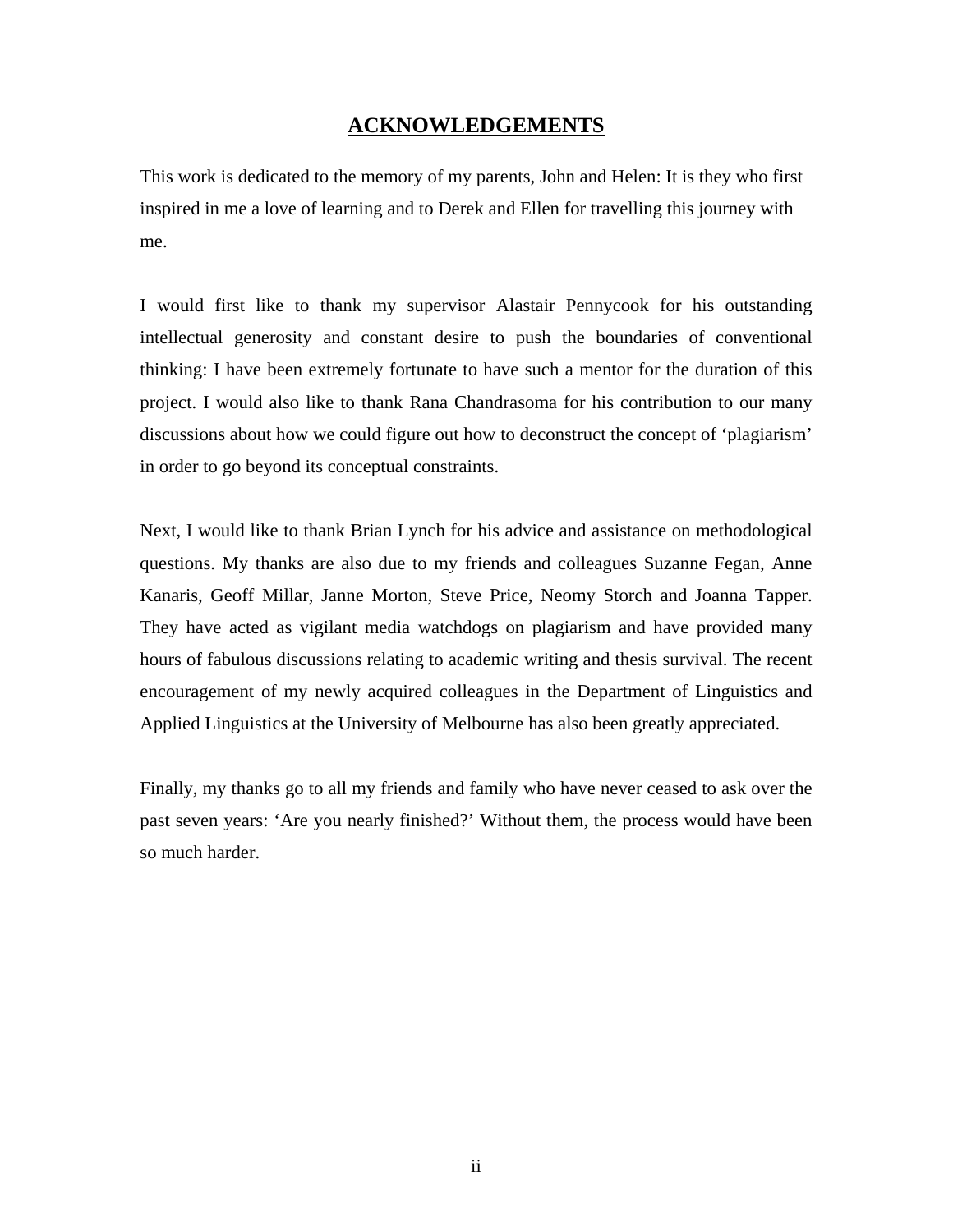# ACKNOWLEDGEMENTS

This work is dedicated to the memory of my parents, John and Helen: It is they who first inspired in me a love of learning and to Derek and Ellen for travelling this journey with me.

I would first like to thank my supervisor Alastair Pennycook for his outstanding intellectual generosity and constant desire to push the boundaries of conventional thinking: I have been extremely fortunate to have such a mentor for the duration of this project. I would also like to thank Rana Chandrasoma for his contribution to our many discussions about how we could figure out how to deconstruct the concept of 'plagiarism' in order to go beyond its conceptual constraints.

Next, I would like to thank Brian Lynch for his advice and assistance on methodological questions. My thanks are also due to my friends and colleagues Suzanne Fegan, Anne Kanaris, Geoff Millar, Janne Morton, Steve Price, Neomy Storch and Joanna Tapper. They have acted as vigilant media watchdogs on plagiarism and have provided many hours of fabulous discussions relating to academic writing and thesis survival. The recent encouragement of my newly acquired colleagues in the Department of Linguistics and Applied Linguistics at the University of Melbourne has also been greatly appreciated.

Finally, my thanks go to all my friends and family who have never ceased to ask over the past seven years: 'Are you nearly finished?' Without them, the process would have been so much harder.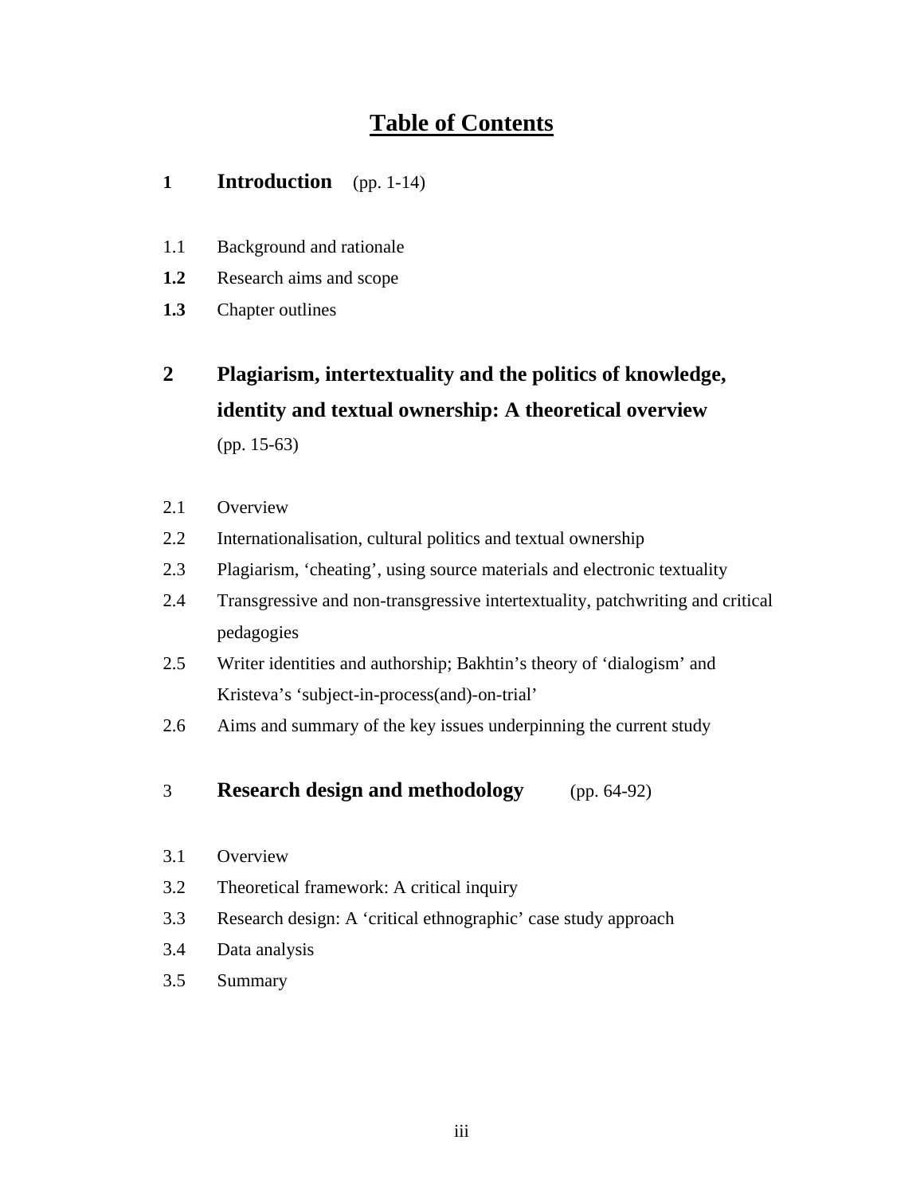# Table of Contents

## 1 Introduction (pp. 1-14)

1.1 Background and rationale

**1.2** Research aims and scope

**1.3** Chapter outlines

## 2 Plagiarism, intertextuality and the politics of knowledge, identity and textual ownership: A theoretical overview (pp. 15-63)

2.1 Overview

2.2 Internationalisation, cultural politics and textual ownership

2.3 Plagiarism, 'cheating', using source materials and electronic textuality

2.4 Transgressive and non-transgressive intertextuality, patchwriting and critical pedagogies

2.5 Writer identities and authorship; Bakhtin's theory of 'dialogism' and Kristeva's 'subject-in-process(and)-on-trial'

2.6 Aims and summary of the key issues underpinning the current study

## 3 Research design and methodology (pp. 64-92)

3.1 Overview

3.2 Theoretical framework: A critical inquiry

3.3 Research design: A 'critical ethnographic' case study approach

3.4 Data analysis

3.5 Summary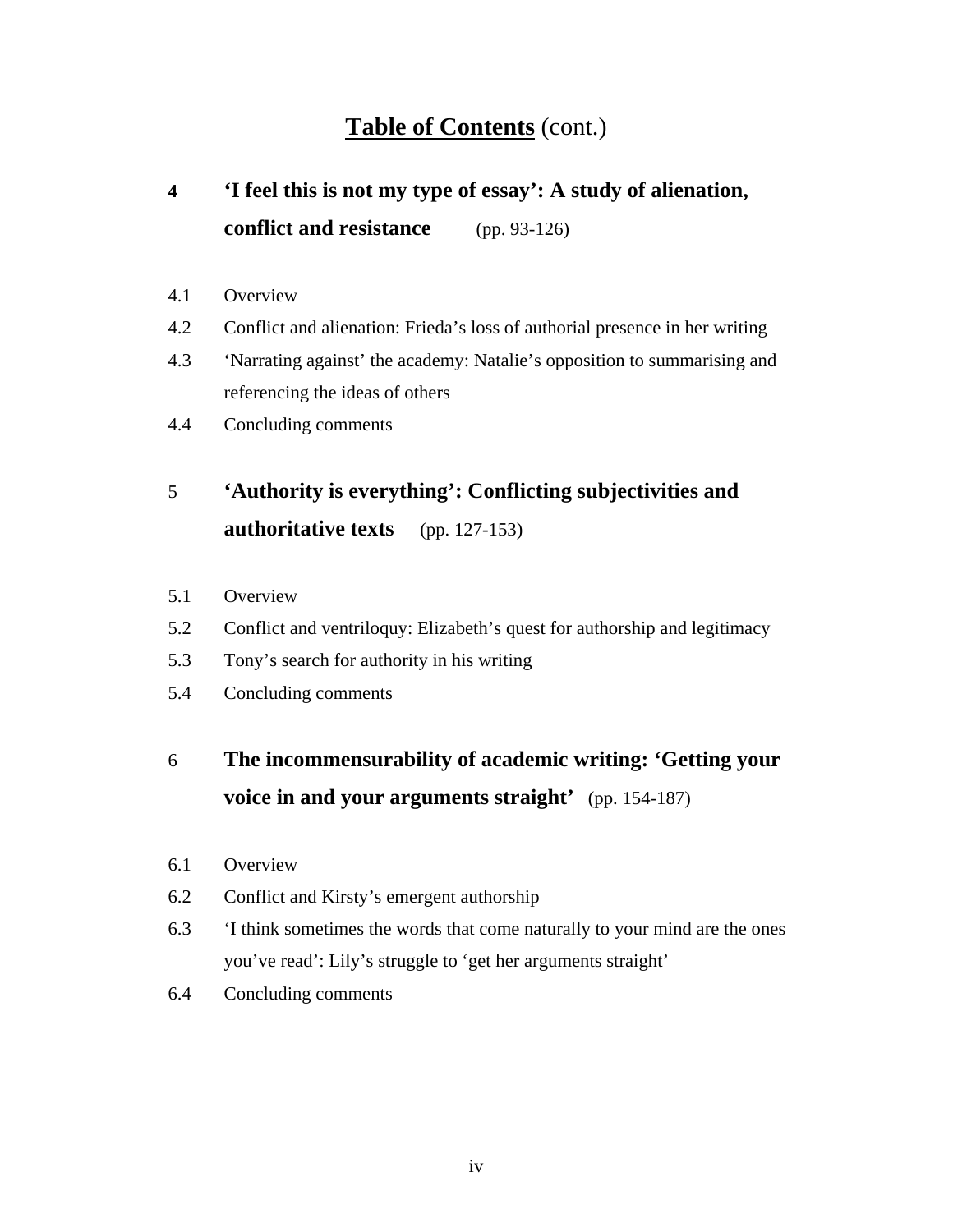# **Table of Contents** (cont.)

**4 'I feel this is not my type of essay': A study of alienation, conflict and resistance** (pp. 93-126)

4.1 Overview

4.2 Conflict and alienation: Frieda's loss of authorial presence in her writing

4.3 'Narrating against' the academy: Natalie's opposition to summarising and referencing the ideas of others

4.4 Concluding comments

5 **'Authority is everything': Conflicting subjectivities and authoritative texts** (pp. 127-153)

5.1 Overview

5.2 Conflict and ventriloquy: Elizabeth's quest for authorship and legitimacy

5.3 Tony's search for authority in his writing

5.4 Concluding comments

6 **The incommensurability of academic writing: 'Getting your voice in and your arguments straight'** (pp. 154-187)

6.1 Overview

6.2 Conflict and Kirsty's emergent authorship

6.3 'I think sometimes the words that come naturally to your mind are the ones you've read': Lily's struggle to 'get her arguments straight'

6.4 Concluding comments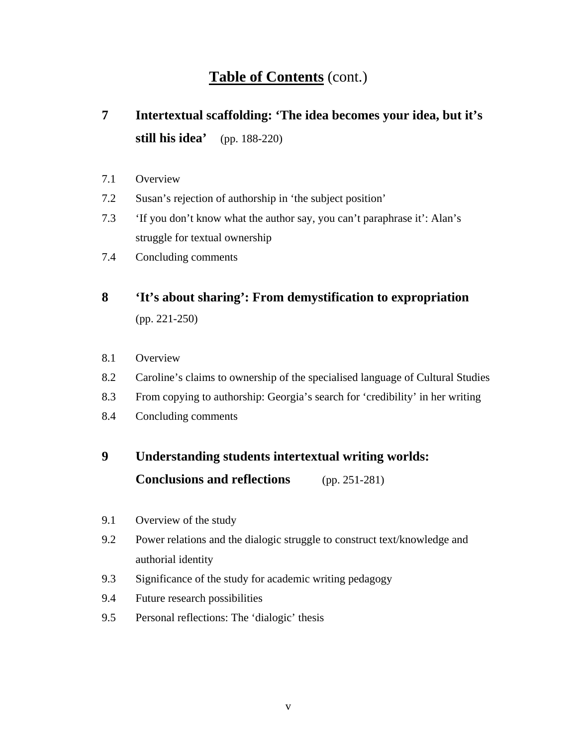# **Table of Contents** (cont.)

## 7 Intertextual scaffolding: 'The idea becomes your idea, but it's still his idea' (pp. 188-220)

7.1 Overview

7.2 Susan's rejection of authorship in 'the subject position'

7.3 'If you don't know what the author say, you can't paraphrase it': Alan's struggle for textual ownership

7.4 Concluding comments

## 8 'It's about sharing': From demystification to expropriation (pp. 221-250)

8.1 Overview

8.2 Caroline's claims to ownership of the specialised language of Cultural Studies

8.3 From copying to authorship: Georgia's search for 'credibility' in her writing

8.4 Concluding comments

## 9 Understanding students intertextual writing worlds: Conclusions and reflections (pp. 251-281)

9.1 Overview of the study

9.2 Power relations and the dialogic struggle to construct text/knowledge and authorial identity

9.3 Significance of the study for academic writing pedagogy

9.4 Future research possibilities

9.5 Personal reflections: The 'dialogic' thesis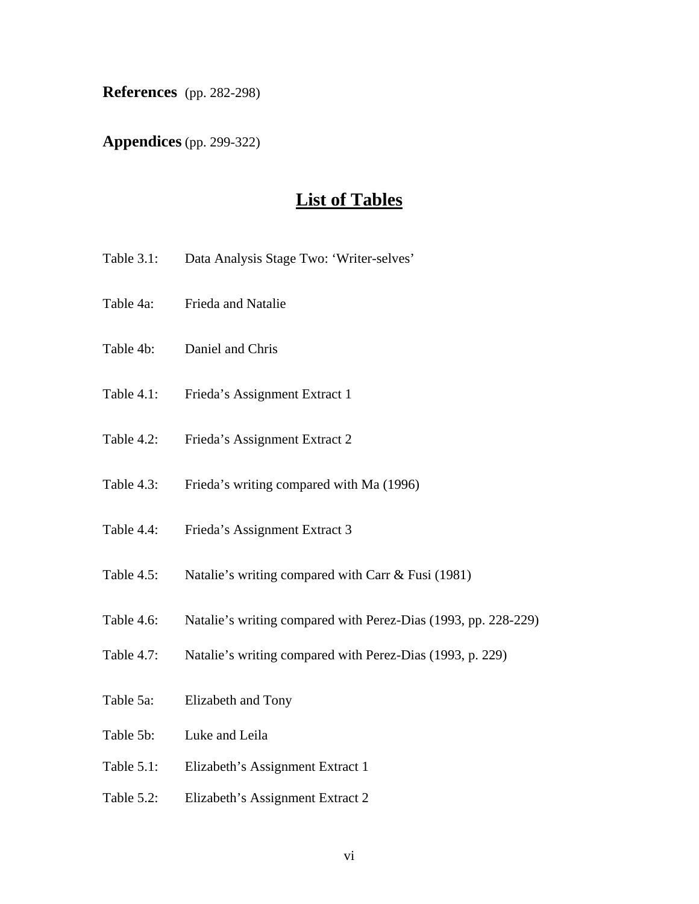**References** (pp. 282-298)

**Appendices** (pp. 299-322)

# List of Tables

Table 3.1: Data Analysis Stage Two: 'Writer-selves'

Table 4a: Frieda and Natalie

Table 4b: Daniel and Chris

Table 4.1: Frieda's Assignment Extract 1

Table 4.2: Frieda's Assignment Extract 2

Table 4.3: Frieda's writing compared with Ma (1996)

Table 4.4: Frieda's Assignment Extract 3

Table 4.5: Natalie's writing compared with Carr & Fusi (1981)

Table 4.6: Natalie's writing compared with Perez-Dias (1993, pp. 228-229)

Table 4.7: Natalie's writing compared with Perez-Dias (1993, p. 229)

Table 5a: Elizabeth and Tony

Table 5b: Luke and Leila

Table 5.1: Elizabeth's Assignment Extract 1

Table 5.2: Elizabeth's Assignment Extract 2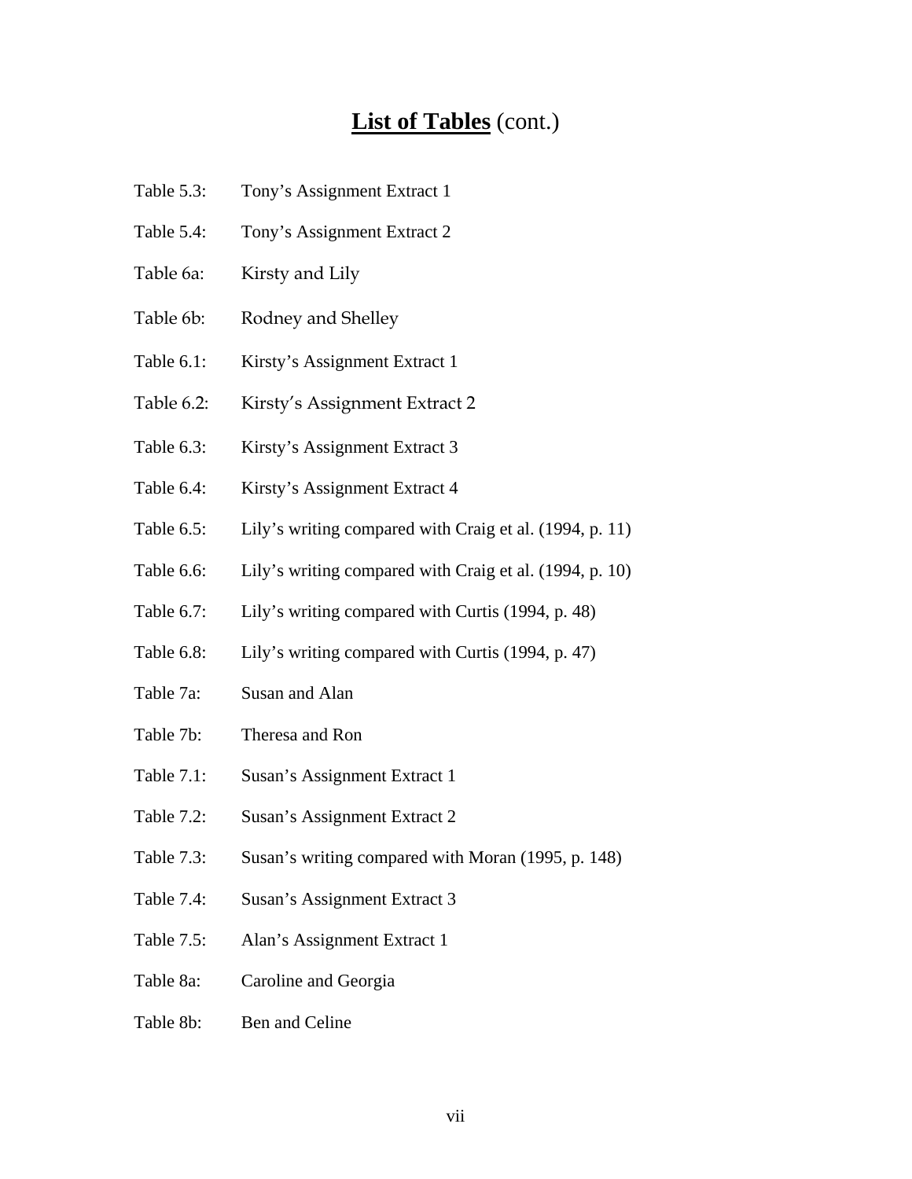# **List of Tables** (cont.)

| | |
|---|---|
| Table 5.3: | Tony's Assignment Extract 1 |
| Table 5.4: | Tony's Assignment Extract 2 |
| Table 6a: | Kirsty and Lily |
| Table 6b: | Rodney and Shelley |
| Table 6.1: | Kirsty's Assignment Extract 1 |
| Table 6.2: | Kirsty's Assignment Extract 2 |
| Table 6.3: | Kirsty's Assignment Extract 3 |
| Table 6.4: | Kirsty's Assignment Extract 4 |
| Table 6.5: | Lily's writing compared with Craig et al. (1994, p. 11) |
| Table 6.6: | Lily's writing compared with Craig et al. (1994, p. 10) |
| Table 6.7: | Lily's writing compared with Curtis (1994, p. 48) |
| Table 6.8: | Lily's writing compared with Curtis (1994, p. 47) |
| Table 7a: | Susan and Alan |
| Table 7b: | Theresa and Ron |
| Table 7.1: | Susan's Assignment Extract 1 |
| Table 7.2: | Susan's Assignment Extract 2 |
| Table 7.3: | Susan's writing compared with Moran (1995, p. 148) |
| Table 7.4: | Susan's Assignment Extract 3 |
| Table 7.5: | Alan's Assignment Extract 1 |
| Table 8a: | Caroline and Georgia |
| Table 8b: | Ben and Celine |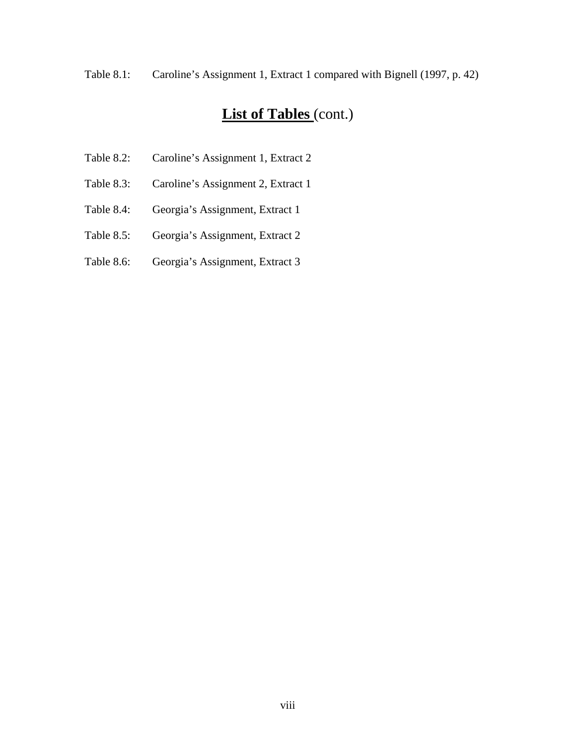Table 8.1: Caroline's Assignment 1, Extract 1 compared with Bignell (1997, p. 42)

## **List of Tables** (cont.)

Table 8.2: Caroline's Assignment 1, Extract 2

Table 8.3: Caroline's Assignment 2, Extract 1

Table 8.4: Georgia's Assignment, Extract 1

Table 8.5: Georgia's Assignment, Extract 2

Table 8.6: Georgia's Assignment, Extract 3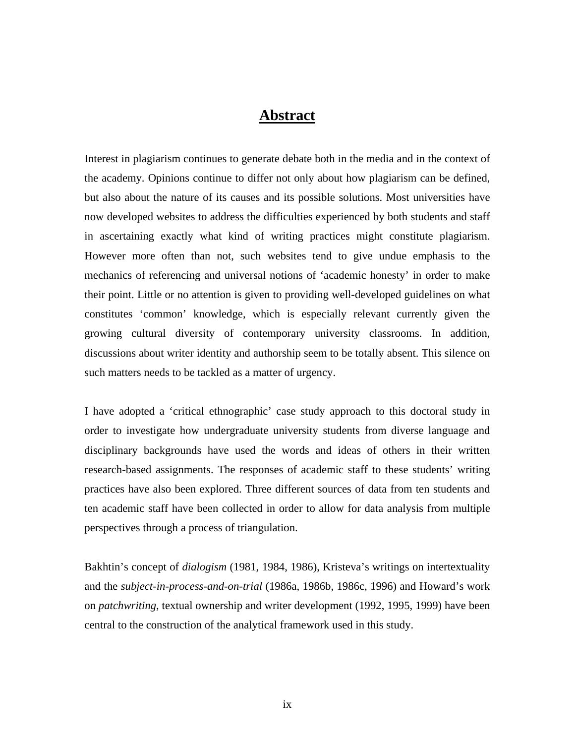# Abstract

Interest in plagiarism continues to generate debate both in the media and in the context of the academy. Opinions continue to differ not only about how plagiarism can be defined, but also about the nature of its causes and its possible solutions. Most universities have now developed websites to address the difficulties experienced by both students and staff in ascertaining exactly what kind of writing practices might constitute plagiarism. However more often than not, such websites tend to give undue emphasis to the mechanics of referencing and universal notions of 'academic honesty' in order to make their point. Little or no attention is given to providing well-developed guidelines on what constitutes 'common' knowledge, which is especially relevant currently given the growing cultural diversity of contemporary university classrooms. In addition, discussions about writer identity and authorship seem to be totally absent. This silence on such matters needs to be tackled as a matter of urgency.

I have adopted a 'critical ethnographic' case study approach to this doctoral study in order to investigate how undergraduate university students from diverse language and disciplinary backgrounds have used the words and ideas of others in their written research-based assignments. The responses of academic staff to these students' writing practices have also been explored. Three different sources of data from ten students and ten academic staff have been collected in order to allow for data analysis from multiple perspectives through a process of triangulation.

Bakhtin's concept of *dialogism* (1981, 1984, 1986), Kristeva's writings on intertextuality and the *subject-in-process-and-on-trial* (1986a, 1986b, 1986c, 1996) and Howard's work on *patchwriting*, textual ownership and writer development (1992, 1995, 1999) have been central to the construction of the analytical framework used in this study.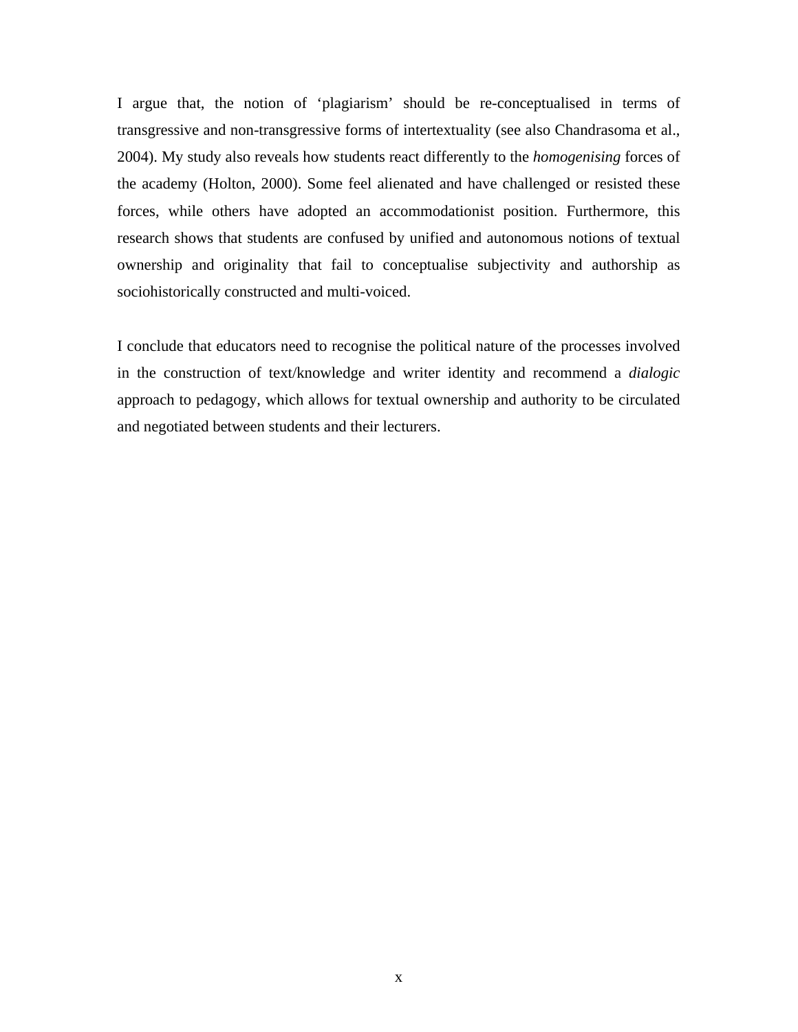I argue that, the notion of ‘plagiarism’ should be re-conceptualised in terms of transgressive and non-transgressive forms of intertextuality (see also Chandrasoma et al., 2004). My study also reveals how students react differently to the *homogenising* forces of the academy (Holton, 2000). Some feel alienated and have challenged or resisted these forces, while others have adopted an accommodationist position. Furthermore, this research shows that students are confused by unified and autonomous notions of textual ownership and originality that fail to conceptualise subjectivity and authorship as sociohistorically constructed and multi-voiced.

I conclude that educators need to recognise the political nature of the processes involved in the construction of text/knowledge and writer identity and recommend a *dialogic* approach to pedagogy, which allows for textual ownership and authority to be circulated and negotiated between students and their lecturers.